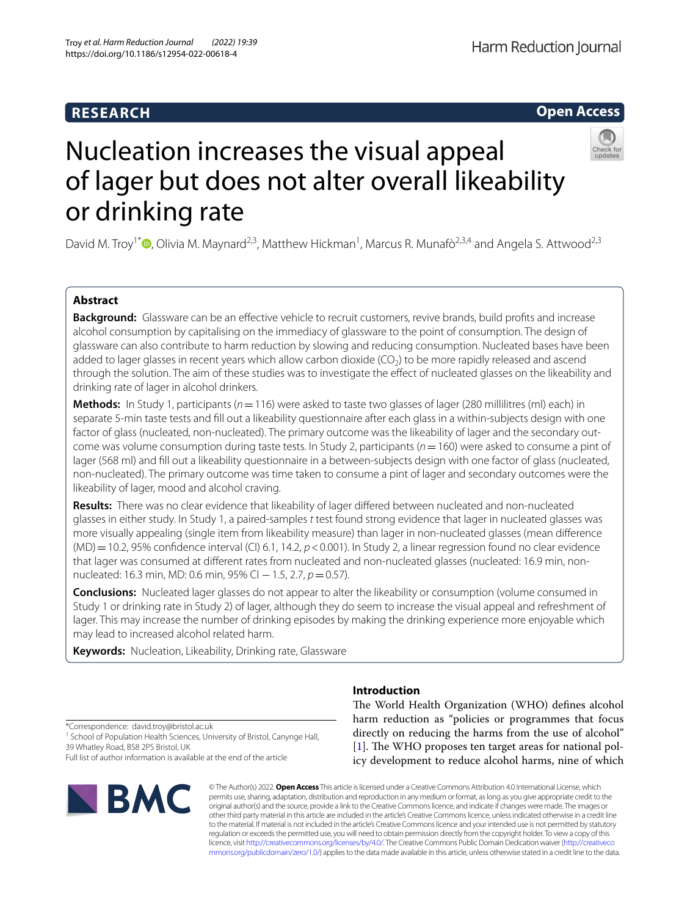RESEARCH

Open Access

# Nucleation increases the visual appeal of lager but does not alter overall likeability or drinking rate

David M. Troy[1*], Olivia M. Maynard[2,3], Matthew Hickman[1], Marcus R. Munafò[2,3,4] and Angela S. Attwood[2,3]

## Abstract

**Background:** Glassware can be an effective vehicle to recruit customers, revive brands, build profits and increase alcohol consumption by capitalising on the immediacy of glassware to the point of consumption. The design of glassware can also contribute to harm reduction by slowing and reducing consumption. Nucleated bases have been added to lager glasses in recent years which allow carbon dioxide ($CO_2$) to be more rapidly released and ascend through the solution. The aim of these studies was to investigate the effect of nucleated glasses on the likeability and drinking rate of lager in alcohol drinkers.

**Methods:** In Study 1, participants ($n = 116$) were asked to taste two glasses of lager (280 millilitres (ml) each) in separate 5-min taste tests and fill out a likeability questionnaire after each glass in a within-subjects design with one factor of glass (nucleated, non-nucleated). The primary outcome was the likeability of lager and the secondary outcome was volume consumption during taste tests. In Study 2, participants ($n = 160$) were asked to consume a pint of lager (568 ml) and fill out a likeability questionnaire in a between-subjects design with one factor of glass (nucleated, non-nucleated). The primary outcome was time taken to consume a pint of lager and secondary outcomes were the likeability of lager, mood and alcohol craving.

**Results:** There was no clear evidence that likeability of lager differed between nucleated and non-nucleated glasses in either study. In Study 1, a paired-samples *t* test found strong evidence that lager in nucleated glasses was more visually appealing (single item from likeability measure) than lager in non-nucleated glasses (mean difference (MD) = 10.2, 95% confidence interval (CI) 6.1, 14.2, $p < 0.001$). In Study 2, a linear regression found no clear evidence that lager was consumed at different rates from nucleated and non-nucleated glasses (nucleated: 16.9 min, non-nucleated: 16.3 min, MD: 0.6 min, 95% CI − 1.5, 2.7, $p = 0.57$).

**Conclusions:** Nucleated lager glasses do not appear to alter the likeability or consumption (volume consumed in Study 1 or drinking rate in Study 2) of lager, although they do seem to increase the visual appeal and refreshment of lager. This may increase the number of drinking episodes by making the drinking experience more enjoyable which may lead to increased alcohol related harm.

**Keywords:** Nucleation, Likeability, Drinking rate, Glassware

## Introduction

The World Health Organization (WHO) defines alcohol harm reduction as "policies or programmes that focus directly on reducing the harms from the use of alcohol" [1]. The WHO proposes ten target areas for national policy development to reduce alcohol harms, nine of which

*Correspondence: david.troy@bristol.ac.uk
[1] School of Population Health Sciences, University of Bristol, Canynge Hall, 39 Whatley Road, BS8 2PS Bristol, UK
Full list of author information is available at the end of the article

© The Author(s) 2022. **Open Access** This article is licensed under a Creative Commons Attribution 4.0 International License, which permits use, sharing, adaptation, distribution and reproduction in any medium or format, as long as you give appropriate credit to the original author(s) and the source, provide a link to the Creative Commons licence, and indicate if changes were made. The images or other third party material in this article are included in the article's Creative Commons licence, unless indicated otherwise in a credit line to the material. If material is not included in the article's Creative Commons licence and your intended use is not permitted by statutory regulation or exceeds the permitted use, you will need to obtain permission directly from the copyright holder. To view a copy of this licence, visit http://creativecommons.org/licenses/by/4.0/. The Creative Commons Public Domain Dedication waiver (http://creativecommons.org/publicdomain/zero/1.0/) applies to the data made available in this article, unless otherwise stated in a credit line to the data.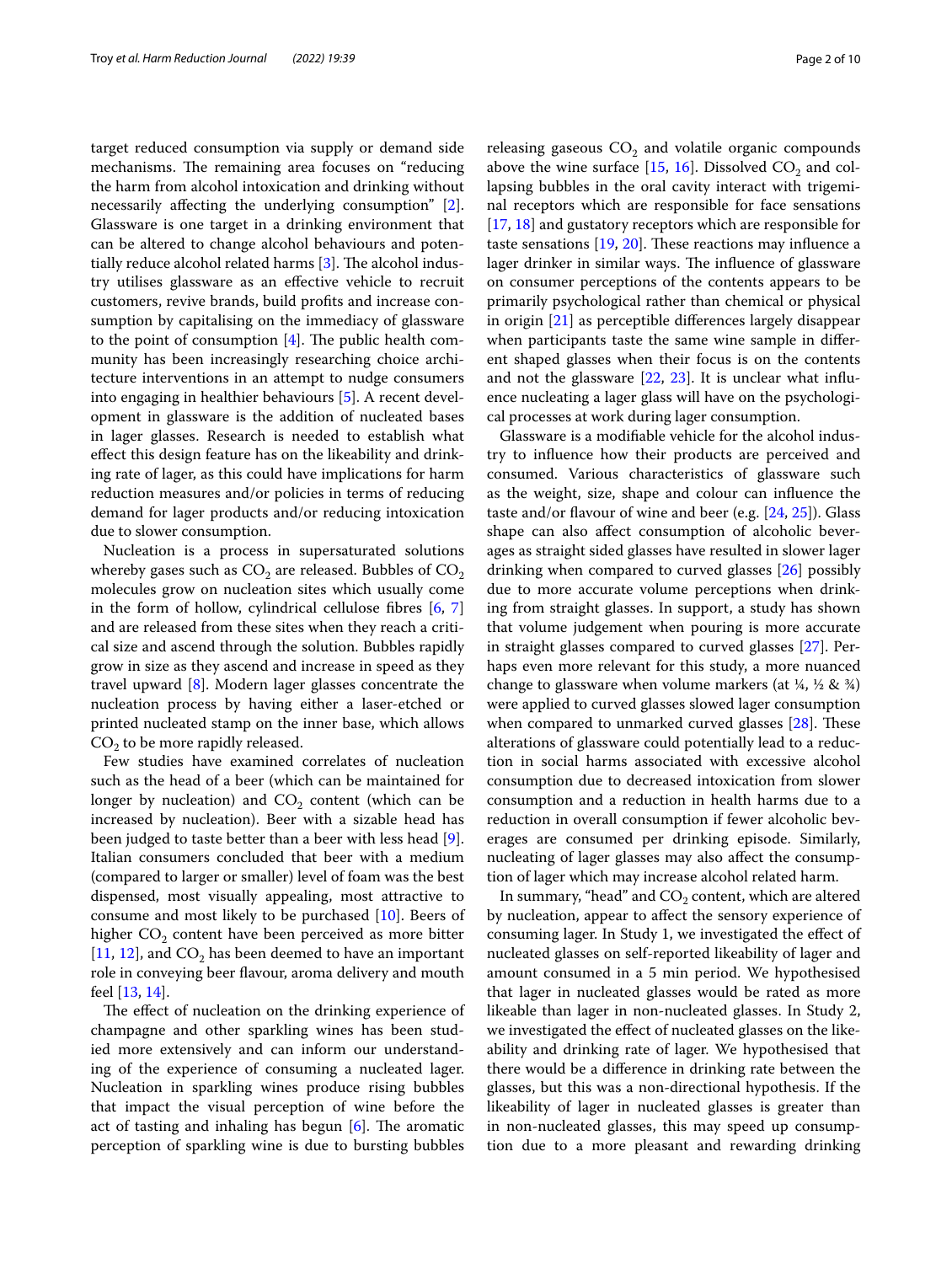target reduced consumption via supply or demand side mechanisms. The remaining area focuses on "reducing the harm from alcohol intoxication and drinking without necessarily affecting the underlying consumption" [2]. Glassware is one target in a drinking environment that can be altered to change alcohol behaviours and potentially reduce alcohol related harms [3]. The alcohol industry utilises glassware as an effective vehicle to recruit customers, revive brands, build profits and increase consumption by capitalising on the immediacy of glassware to the point of consumption [4]. The public health community has been increasingly researching choice architecture interventions in an attempt to nudge consumers into engaging in healthier behaviours [5]. A recent development in glassware is the addition of nucleated bases in lager glasses. Research is needed to establish what effect this design feature has on the likeability and drinking rate of lager, as this could have implications for harm reduction measures and/or policies in terms of reducing demand for lager products and/or reducing intoxication due to slower consumption.

Nucleation is a process in supersaturated solutions whereby gases such as $CO_2$ are released. Bubbles of $CO_2$ molecules grow on nucleation sites which usually come in the form of hollow, cylindrical cellulose fibres [6, 7] and are released from these sites when they reach a critical size and ascend through the solution. Bubbles rapidly grow in size as they ascend and increase in speed as they travel upward [8]. Modern lager glasses concentrate the nucleation process by having either a laser-etched or printed nucleated stamp on the inner base, which allows $CO_2$ to be more rapidly released.

Few studies have examined correlates of nucleation such as the head of a beer (which can be maintained for longer by nucleation) and $CO_2$ content (which can be increased by nucleation). Beer with a sizable head has been judged to taste better than a beer with less head [9]. Italian consumers concluded that beer with a medium (compared to larger or smaller) level of foam was the best dispensed, most visually appealing, most attractive to consume and most likely to be purchased [10]. Beers of higher $CO_2$ content have been perceived as more bitter [11, 12], and $CO_2$ has been deemed to have an important role in conveying beer flavour, aroma delivery and mouth feel [13, 14].

The effect of nucleation on the drinking experience of champagne and other sparkling wines has been studied more extensively and can inform our understanding of the experience of consuming a nucleated lager. Nucleation in sparkling wines produce rising bubbles that impact the visual perception of wine before the act of tasting and inhaling has begun [6]. The aromatic perception of sparkling wine is due to bursting bubbles releasing gaseous $CO_2$ and volatile organic compounds above the wine surface [15, 16]. Dissolved $CO_2$ and collapsing bubbles in the oral cavity interact with trigeminal receptors which are responsible for face sensations [17, 18] and gustatory receptors which are responsible for taste sensations [19, 20]. These reactions may influence a lager drinker in similar ways. The influence of glassware on consumer perceptions of the contents appears to be primarily psychological rather than chemical or physical in origin [21] as perceptible differences largely disappear when participants taste the same wine sample in different shaped glasses when their focus is on the contents and not the glassware [22, 23]. It is unclear what influence nucleating a lager glass will have on the psychological processes at work during lager consumption.

Glassware is a modifiable vehicle for the alcohol industry to influence how their products are perceived and consumed. Various characteristics of glassware such as the weight, size, shape and colour can influence the taste and/or flavour of wine and beer (e.g. [24, 25]). Glass shape can also affect consumption of alcoholic beverages as straight sided glasses have resulted in slower lager drinking when compared to curved glasses [26] possibly due to more accurate volume perceptions when drinking from straight glasses. In support, a study has shown that volume judgement when pouring is more accurate in straight glasses compared to curved glasses [27]. Perhaps even more relevant for this study, a more nuanced change to glassware when volume markers (at ¼, ½ & ¾) were applied to curved glasses slowed lager consumption when compared to unmarked curved glasses [28]. These alterations of glassware could potentially lead to a reduction in social harms associated with excessive alcohol consumption due to decreased intoxication from slower consumption and a reduction in health harms due to a reduction in overall consumption if fewer alcoholic beverages are consumed per drinking episode. Similarly, nucleating of lager glasses may also affect the consumption of lager which may increase alcohol related harm.

In summary, "head" and $CO_2$ content, which are altered by nucleation, appear to affect the sensory experience of consuming lager. In Study 1, we investigated the effect of nucleated glasses on self-reported likeability of lager and amount consumed in a 5 min period. We hypothesised that lager in nucleated glasses would be rated as more likeable than lager in non-nucleated glasses. In Study 2, we investigated the effect of nucleated glasses on the likeability and drinking rate of lager. We hypothesised that there would be a difference in drinking rate between the glasses, but this was a non-directional hypothesis. If the likeability of lager in nucleated glasses is greater than in non-nucleated glasses, this may speed up consumption due to a more pleasant and rewarding drinking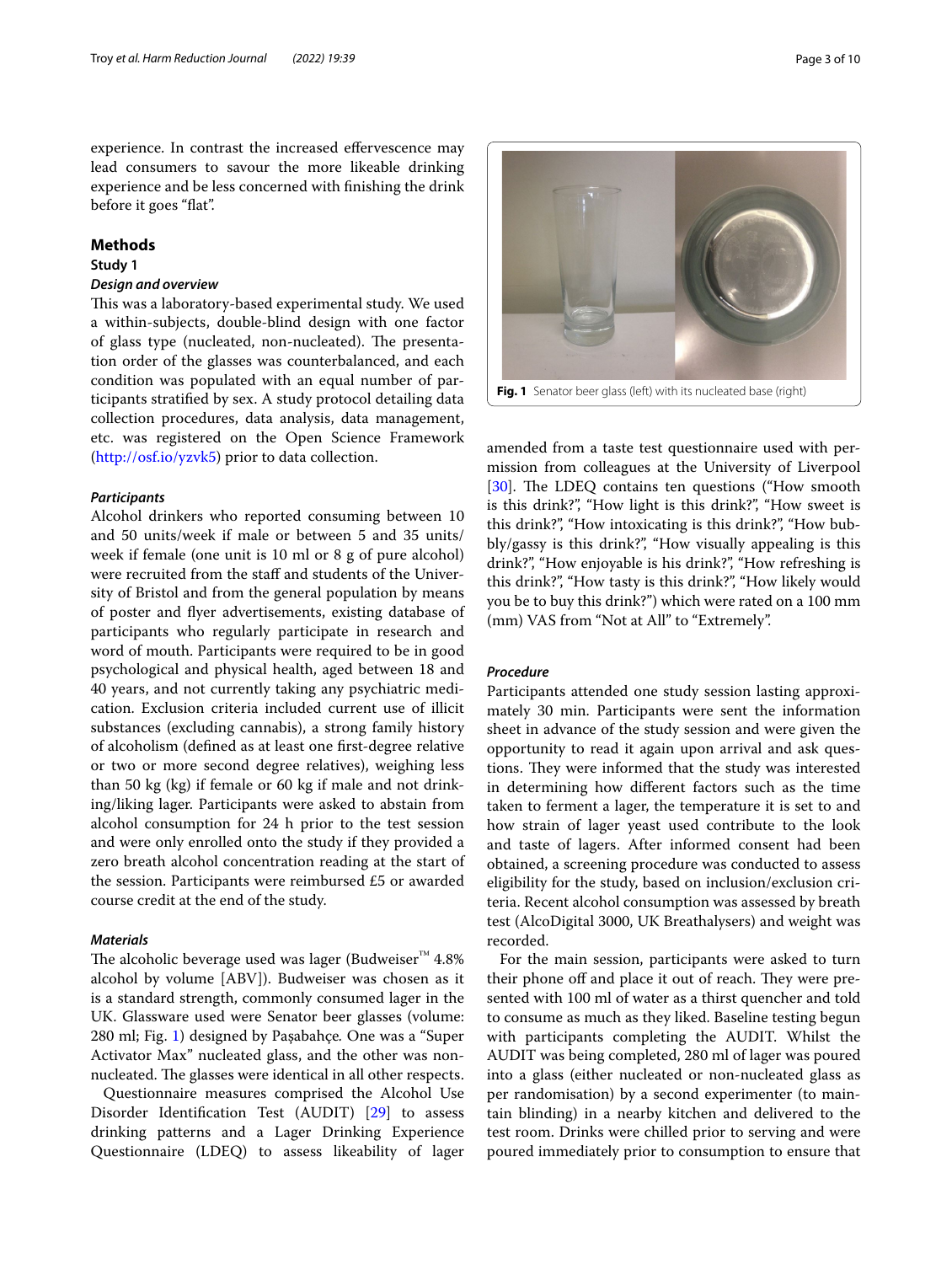experience. In contrast the increased effervescence may lead consumers to savour the more likeable drinking experience and be less concerned with finishing the drink before it goes "flat".

## Methods

### Study 1

#### *Design and overview*

This was a laboratory-based experimental study. We used a within-subjects, double-blind design with one factor of glass type (nucleated, non-nucleated). The presentation order of the glasses was counterbalanced, and each condition was populated with an equal number of participants stratified by sex. A study protocol detailing data collection procedures, data analysis, data management, etc. was registered on the Open Science Framework (http://osf.io/yzvk5) prior to data collection.

#### *Participants*

Alcohol drinkers who reported consuming between 10 and 50 units/week if male or between 5 and 35 units/week if female (one unit is 10 ml or 8 g of pure alcohol) were recruited from the staff and students of the University of Bristol and from the general population by means of poster and flyer advertisements, existing database of participants who regularly participate in research and word of mouth. Participants were required to be in good psychological and physical health, aged between 18 and 40 years, and not currently taking any psychiatric medication. Exclusion criteria included current use of illicit substances (excluding cannabis), a strong family history of alcoholism (defined as at least one first-degree relative or two or more second degree relatives), weighing less than 50 kg (kg) if female or 60 kg if male and not drinking/liking lager. Participants were asked to abstain from alcohol consumption for 24 h prior to the test session and were only enrolled onto the study if they provided a zero breath alcohol concentration reading at the start of the session. Participants were reimbursed £5 or awarded course credit at the end of the study.

#### *Materials*

The alcoholic beverage used was lager (Budweiser™ 4.8% alcohol by volume [ABV]). Budweiser was chosen as it is a standard strength, commonly consumed lager in the UK. Glassware used were Senator beer glasses (volume: 280 ml; Fig. 1) designed by Paşabahçe. One was a "Super Activator Max" nucleated glass, and the other was non-nucleated. The glasses were identical in all other respects.

Questionnaire measures comprised the Alcohol Use Disorder Identification Test (AUDIT) [29] to assess drinking patterns and a Lager Drinking Experience Questionnaire (LDEQ) to assess likeability of lager amended from a taste test questionnaire used with permission from colleagues at the University of Liverpool [30]. The LDEQ contains ten questions ("How smooth is this drink?", "How light is this drink?", "How sweet is this drink?", "How intoxicating is this drink?", "How bubbly/gassy is this drink?", "How visually appealing is this drink?", "How enjoyable is his drink?", "How refreshing is this drink?", "How tasty is this drink?", "How likely would you be to buy this drink?") which were rated on a 100 mm (mm) VAS from "Not at All" to "Extremely".

**Fig. 1** Senator beer glass (left) with its nucleated base (right)

#### *Procedure*

Participants attended one study session lasting approximately 30 min. Participants were sent the information sheet in advance of the study session and were given the opportunity to read it again upon arrival and ask questions. They were informed that the study was interested in determining how different factors such as the time taken to ferment a lager, the temperature it is set to and how strain of lager yeast used contribute to the look and taste of lagers. After informed consent had been obtained, a screening procedure was conducted to assess eligibility for the study, based on inclusion/exclusion criteria. Recent alcohol consumption was assessed by breath test (AlcoDigital 3000, UK Breathalysers) and weight was recorded.

For the main session, participants were asked to turn their phone off and place it out of reach. They were presented with 100 ml of water as a thirst quencher and told to consume as much as they liked. Baseline testing begun with participants completing the AUDIT. Whilst the AUDIT was being completed, 280 ml of lager was poured into a glass (either nucleated or non-nucleated glass as per randomisation) by a second experimenter (to maintain blinding) in a nearby kitchen and delivered to the test room. Drinks were chilled prior to serving and were poured immediately prior to consumption to ensure that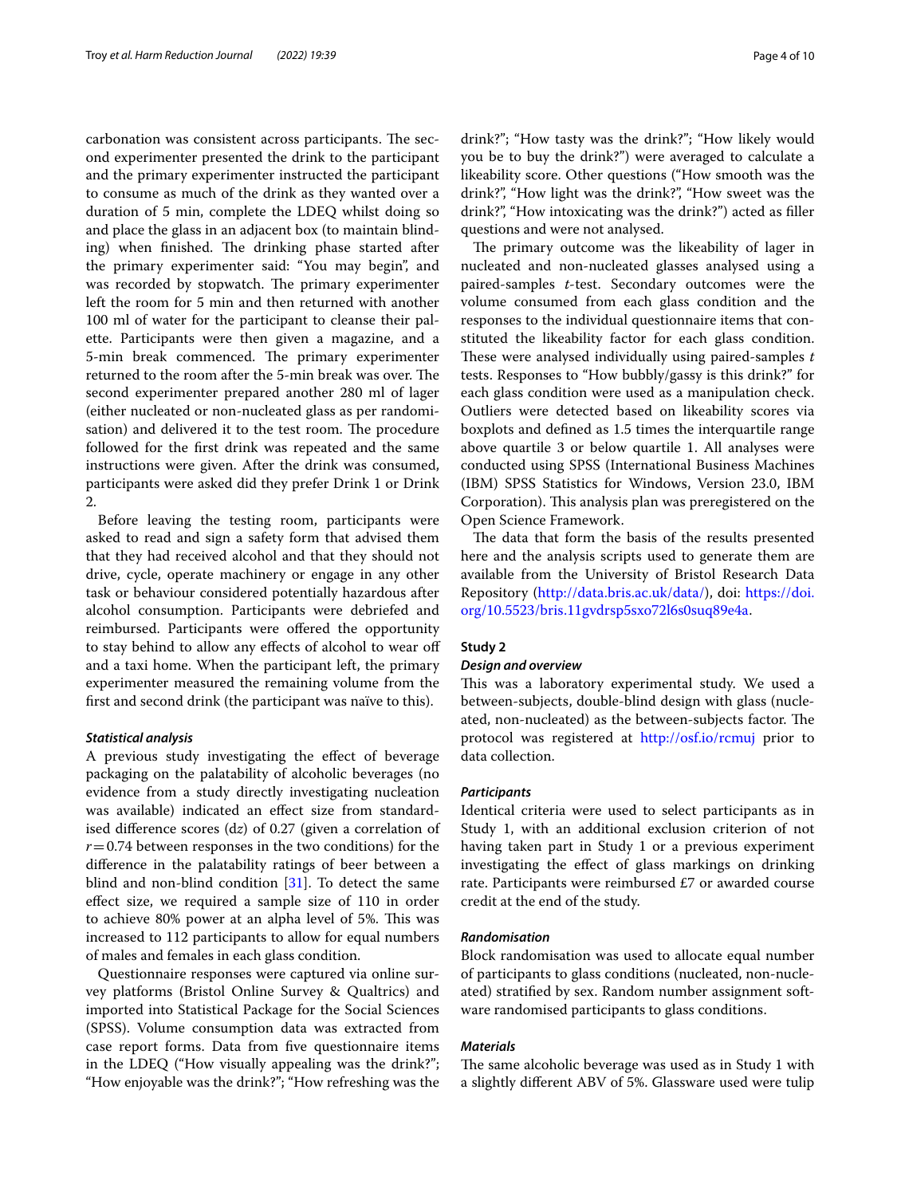carbonation was consistent across participants. The second experimenter presented the drink to the participant and the primary experimenter instructed the participant to consume as much of the drink as they wanted over a duration of 5 min, complete the LDEQ whilst doing so and place the glass in an adjacent box (to maintain blinding) when finished. The drinking phase started after the primary experimenter said: "You may begin", and was recorded by stopwatch. The primary experimenter left the room for 5 min and then returned with another 100 ml of water for the participant to cleanse their palette. Participants were then given a magazine, and a 5-min break commenced. The primary experimenter returned to the room after the 5-min break was over. The second experimenter prepared another 280 ml of lager (either nucleated or non-nucleated glass as per randomisation) and delivered it to the test room. The procedure followed for the first drink was repeated and the same instructions were given. After the drink was consumed, participants were asked did they prefer Drink 1 or Drink 2.

Before leaving the testing room, participants were asked to read and sign a safety form that advised them that they had received alcohol and that they should not drive, cycle, operate machinery or engage in any other task or behaviour considered potentially hazardous after alcohol consumption. Participants were debriefed and reimbursed. Participants were offered the opportunity to stay behind to allow any effects of alcohol to wear off and a taxi home. When the participant left, the primary experimenter measured the remaining volume from the first and second drink (the participant was naïve to this).

#### *Statistical analysis*

A previous study investigating the effect of beverage packaging on the palatability of alcoholic beverages (no evidence from a study directly investigating nucleation was available) indicated an effect size from standardised difference scores (d*z*) of 0.27 (given a correlation of $r = 0.74$ between responses in the two conditions) for the difference in the palatability ratings of beer between a blind and non-blind condition [31]. To detect the same effect size, we required a sample size of 110 in order to achieve 80% power at an alpha level of 5%. This was increased to 112 participants to allow for equal numbers of males and females in each glass condition.

Questionnaire responses were captured via online survey platforms (Bristol Online Survey & Qualtrics) and imported into Statistical Package for the Social Sciences (SPSS). Volume consumption data was extracted from case report forms. Data from five questionnaire items in the LDEQ ("How visually appealing was the drink?"; "How enjoyable was the drink?"; "How refreshing was the drink?"; "How tasty was the drink?"; "How likely would you be to buy the drink?") were averaged to calculate a likeability score. Other questions ("How smooth was the drink?", "How light was the drink?", "How sweet was the drink?", "How intoxicating was the drink?") acted as filler questions and were not analysed.

The primary outcome was the likeability of lager in nucleated and non-nucleated glasses analysed using a paired-samples *t*-test. Secondary outcomes were the volume consumed from each glass condition and the responses to the individual questionnaire items that constituted the likeability factor for each glass condition. These were analysed individually using paired-samples *t* tests. Responses to "How bubbly/gassy is this drink?" for each glass condition were used as a manipulation check. Outliers were detected based on likeability scores via boxplots and defined as 1.5 times the interquartile range above quartile 3 or below quartile 1. All analyses were conducted using SPSS (International Business Machines (IBM) SPSS Statistics for Windows, Version 23.0, IBM Corporation). This analysis plan was preregistered on the Open Science Framework.

The data that form the basis of the results presented here and the analysis scripts used to generate them are available from the University of Bristol Research Data Repository (http://data.bris.ac.uk/data/), doi: https://doi.org/10.5523/bris.11gvdrsp5sxo72l6s0suq89e4a.

### Study 2

#### *Design and overview*

This was a laboratory experimental study. We used a between-subjects, double-blind design with glass (nucleated, non-nucleated) as the between-subjects factor. The protocol was registered at http://osf.io/rcmuj prior to data collection.

#### *Participants*

Identical criteria were used to select participants as in Study 1, with an additional exclusion criterion of not having taken part in Study 1 or a previous experiment investigating the effect of glass markings on drinking rate. Participants were reimbursed £7 or awarded course credit at the end of the study.

#### *Randomisation*

Block randomisation was used to allocate equal number of participants to glass conditions (nucleated, non-nucleated) stratified by sex. Random number assignment software randomised participants to glass conditions.

#### *Materials*

The same alcoholic beverage was used as in Study 1 with a slightly different ABV of 5%. Glassware used were tulip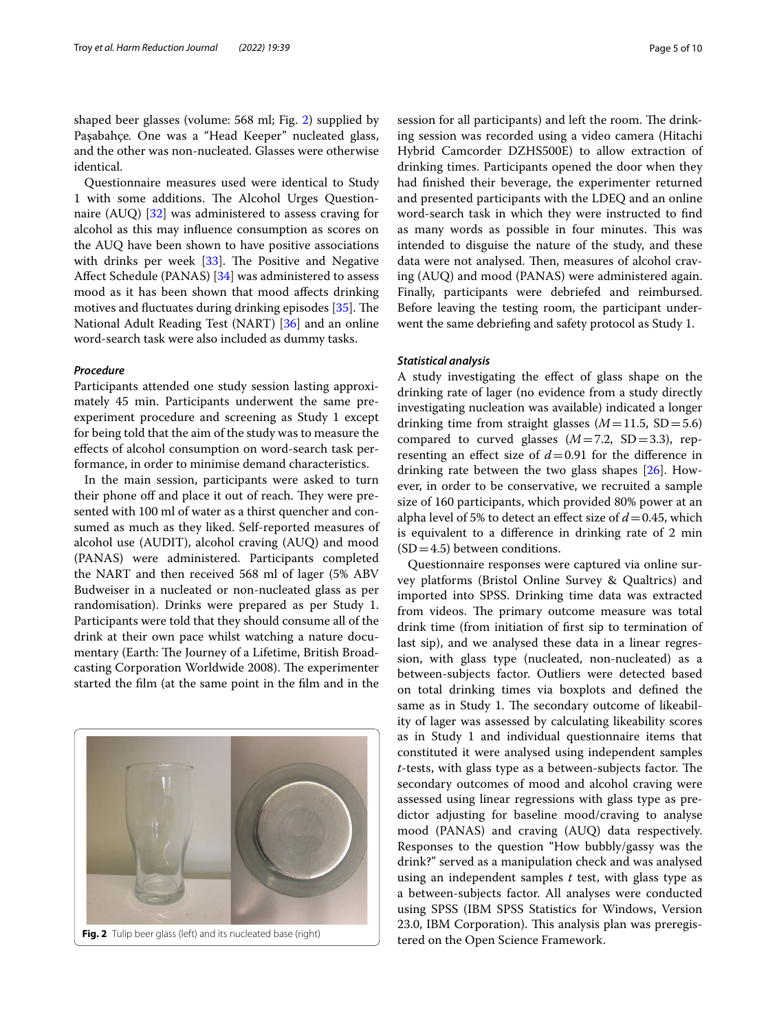shaped beer glasses (volume: 568 ml; Fig. 2) supplied by Paşabahçe. One was a "Head Keeper" nucleated glass, and the other was non-nucleated. Glasses were otherwise identical.

Questionnaire measures used were identical to Study 1 with some additions. The Alcohol Urges Questionnaire (AUQ) [32] was administered to assess craving for alcohol as this may influence consumption as scores on the AUQ have been shown to have positive associations with drinks per week [33]. The Positive and Negative Affect Schedule (PANAS) [34] was administered to assess mood as it has been shown that mood affects drinking motives and fluctuates during drinking episodes [35]. The National Adult Reading Test (NART) [36] and an online word-search task were also included as dummy tasks.

#### *Procedure*

Participants attended one study session lasting approximately 45 min. Participants underwent the same pre-experiment procedure and screening as Study 1 except for being told that the aim of the study was to measure the effects of alcohol consumption on word-search task performance, in order to minimise demand characteristics.

In the main session, participants were asked to turn their phone off and place it out of reach. They were presented with 100 ml of water as a thirst quencher and consumed as much as they liked. Self-reported measures of alcohol use (AUDIT), alcohol craving (AUQ) and mood (PANAS) were administered. Participants completed the NART and then received 568 ml of lager (5% ABV Budweiser in a nucleated or non-nucleated glass as per randomisation). Drinks were prepared as per Study 1. Participants were told that they should consume all of the drink at their own pace whilst watching a nature documentary (Earth: The Journey of a Lifetime, British Broadcasting Corporation Worldwide 2008). The experimenter started the film (at the same point in the film and in the session for all participants) and left the room. The drinking session was recorded using a video camera (Hitachi Hybrid Camcorder DZHS500E) to allow extraction of drinking times. Participants opened the door when they had finished their beverage, the experimenter returned and presented participants with the LDEQ and an online word-search task in which they were instructed to find as many words as possible in four minutes. This was intended to disguise the nature of the study, and these data were not analysed. Then, measures of alcohol craving (AUQ) and mood (PANAS) were administered again. Finally, participants were debriefed and reimbursed. Before leaving the testing room, the participant underwent the same debriefing and safety protocol as Study 1.

**Fig. 2** Tulip beer glass (left) and its nucleated base (right)

#### *Statistical analysis*

A study investigating the effect of glass shape on the drinking rate of lager (no evidence from a study directly investigating nucleation was available) indicated a longer drinking time from straight glasses ($M = 11.5$, $SD = 5.6$) compared to curved glasses ($M = 7.2$, $SD = 3.3$), representing an effect size of $d = 0.91$ for the difference in drinking rate between the two glass shapes [26]. However, in order to be conservative, we recruited a sample size of 160 participants, which provided 80% power at an alpha level of 5% to detect an effect size of $d = 0.45$, which is equivalent to a difference in drinking rate of 2 min ($SD = 4.5$) between conditions.

Questionnaire responses were captured via online survey platforms (Bristol Online Survey & Qualtrics) and imported into SPSS. Drinking time data was extracted from videos. The primary outcome measure was total drink time (from initiation of first sip to termination of last sip), and we analysed these data in a linear regression, with glass type (nucleated, non-nucleated) as a between-subjects factor. Outliers were detected based on total drinking times via boxplots and defined the same as in Study 1. The secondary outcome of likeability of lager was assessed by calculating likeability scores as in Study 1 and individual questionnaire items that constituted it were analysed using independent samples *t*-tests, with glass type as a between-subjects factor. The secondary outcomes of mood and alcohol craving were assessed using linear regressions with glass type as predictor adjusting for baseline mood/craving to analyse mood (PANAS) and craving (AUQ) data respectively. Responses to the question "How bubbly/gassy was the drink?" served as a manipulation check and was analysed using an independent samples *t* test, with glass type as a between-subjects factor. All analyses were conducted using SPSS (IBM SPSS Statistics for Windows, Version 23.0, IBM Corporation). This analysis plan was preregistered on the Open Science Framework.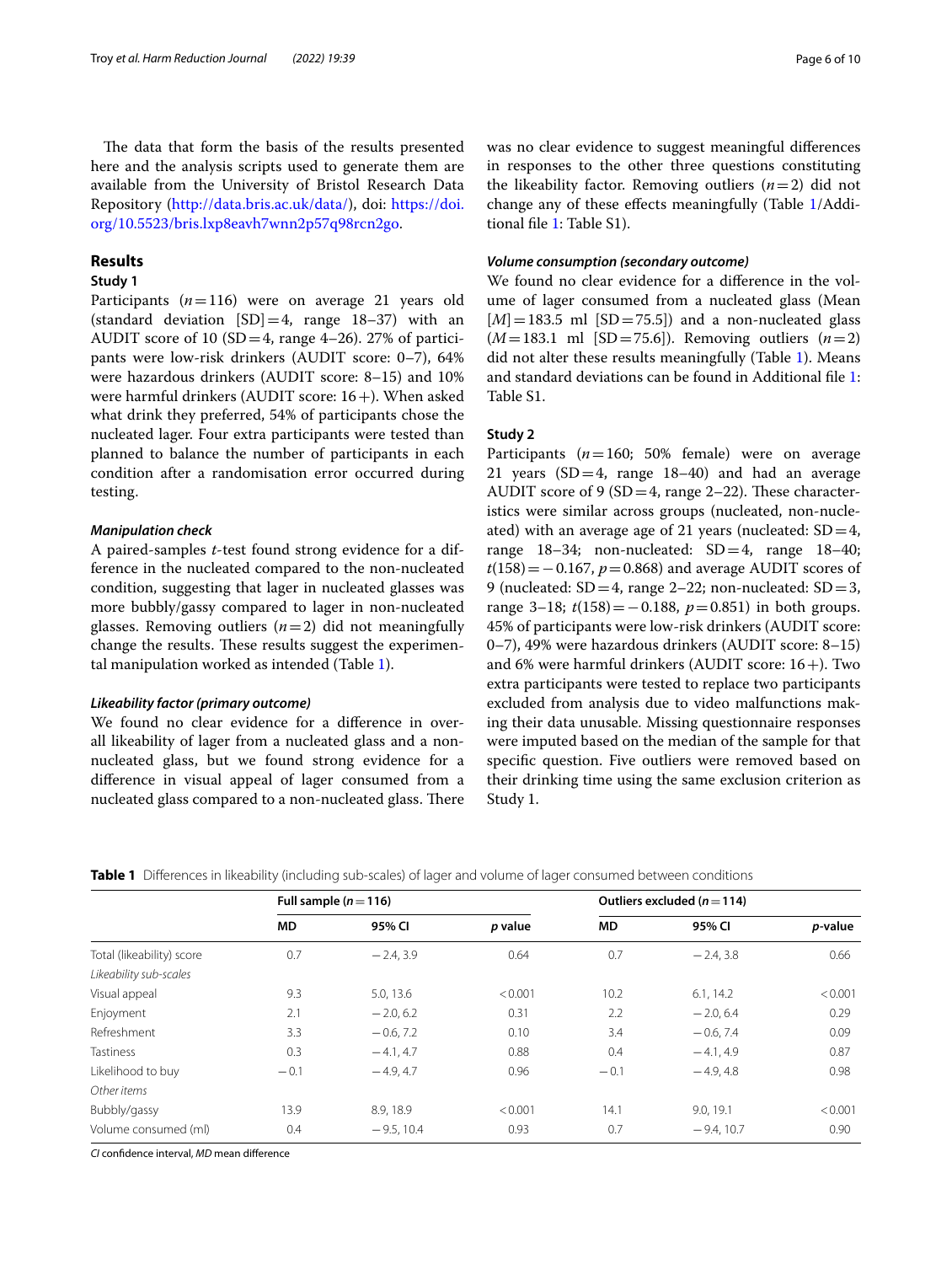The data that form the basis of the results presented here and the analysis scripts used to generate them are available from the University of Bristol Research Data Repository (http://data.bris.ac.uk/data/), doi: https://doi.org/10.5523/bris.lxp8eavh7wnn2p57q98rcn2go.

## Results

### Study 1

Participants ($n=116$) were on average 21 years old (standard deviation [SD] = 4, range 18–37) with an AUDIT score of 10 (SD = 4, range 4–26). 27% of participants were low-risk drinkers (AUDIT score: 0–7), 64% were hazardous drinkers (AUDIT score: 8–15) and 10% were harmful drinkers (AUDIT score: 16+). When asked what drink they preferred, 54% of participants chose the nucleated lager. Four extra participants were tested than planned to balance the number of participants in each condition after a randomisation error occurred during testing.

#### *Manipulation check*

A paired-samples *t*-test found strong evidence for a difference in the nucleated compared to the non-nucleated condition, suggesting that lager in nucleated glasses was more bubbly/gassy compared to lager in non-nucleated glasses. Removing outliers ($n=2$) did not meaningfully change the results. These results suggest the experimental manipulation worked as intended (Table 1).

#### *Likeability factor (primary outcome)*

We found no clear evidence for a difference in overall likeability of lager from a nucleated glass and a non-nucleated glass, but we found strong evidence for a difference in visual appeal of lager consumed from a nucleated glass compared to a non-nucleated glass. There was no clear evidence to suggest meaningful differences in responses to the other three questions constituting the likeability factor. Removing outliers ($n=2$) did not change any of these effects meaningfully (Table 1/Additional file 1: Table S1).

#### *Volume consumption (secondary outcome)*

We found no clear evidence for a difference in the volume of lager consumed from a nucleated glass (Mean [*M*] = 183.5 ml [SD = 75.5]) and a non-nucleated glass (*M* = 183.1 ml [SD = 75.6]). Removing outliers ($n=2$) did not alter these results meaningfully (Table 1). Means and standard deviations can be found in Additional file 1: Table S1.

### Study 2

Participants ($n=160$; 50% female) were on average 21 years (SD = 4, range 18–40) and had an average AUDIT score of 9 (SD = 4, range 2–22). These characteristics were similar across groups (nucleated, non-nucleated) with an average age of 21 years (nucleated: SD = 4, range 18–34; non-nucleated: SD = 4, range 18–40; $t(158) = -0.167$, $p = 0.868$) and average AUDIT scores of 9 (nucleated: SD = 4, range 2–22; non-nucleated: SD = 3, range 3–18; $t(158) = -0.188$, $p = 0.851$) in both groups. 45% of participants were low-risk drinkers (AUDIT score: 0–7), 49% were hazardous drinkers (AUDIT score: 8–15) and 6% were harmful drinkers (AUDIT score: 16+). Two extra participants were tested to replace two participants excluded from analysis due to video malfunctions making their data unusable. Missing questionnaire responses were imputed based on the median of the sample for that specific question. Five outliers were removed based on their drinking time using the same exclusion criterion as Study 1.

**Table 1** Differences in likeability (including sub-scales) of lager and volume of lager consumed between conditions

| | Full sample ($n=116$) | | | Outliers excluded ($n=114$) | | |
|---|---|---|---|---|---|---|
| | MD | 95% CI | *p* value | MD | 95% CI | *p*-value |
| Total (likeability) score | 0.7 | −2.4, 3.9 | 0.64 | 0.7 | −2.4, 3.8 | 0.66 |
| *Likeability sub-scales* | | | | | | |
| Visual appeal | 9.3 | 5.0, 13.6 | < 0.001 | 10.2 | 6.1, 14.2 | < 0.001 |
| Enjoyment | 2.1 | −2.0, 6.2 | 0.31 | 2.2 | −2.0, 6.4 | 0.29 |
| Refreshment | 3.3 | −0.6, 7.2 | 0.10 | 3.4 | −0.6, 7.4 | 0.09 |
| Tastiness | 0.3 | −4.1, 4.7 | 0.88 | 0.4 | −4.1, 4.9 | 0.87 |
| Likelihood to buy | −0.1 | −4.9, 4.7 | 0.96 | −0.1 | −4.9, 4.8 | 0.98 |
| *Other items* | | | | | | |
| Bubbly/gassy | 13.9 | 8.9, 18.9 | < 0.001 | 14.1 | 9.0, 19.1 | < 0.001 |
| Volume consumed (ml) | 0.4 | −9.5, 10.4 | 0.93 | 0.7 | −9.4, 10.7 | 0.90 |

*CI* confidence interval, *MD* mean difference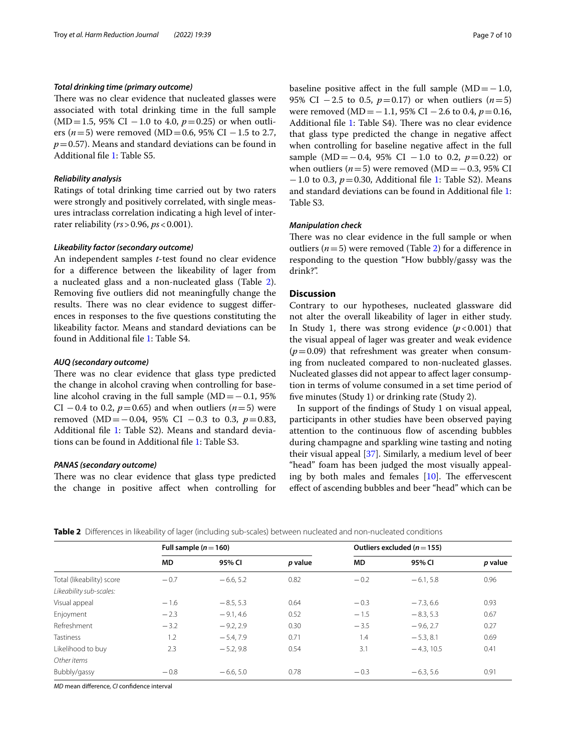#### *Total drinking time (primary outcome)*

There was no clear evidence that nucleated glasses were associated with total drinking time in the full sample (MD = 1.5, 95% CI −1.0 to 4.0, $p = 0.25$) or when outliers ($n = 5$) were removed (MD = 0.6, 95% CI −1.5 to 2.7, $p = 0.57$). Means and standard deviations can be found in Additional file 1: Table S5.

#### *Reliability analysis*

Ratings of total drinking time carried out by two raters were strongly and positively correlated, with single measures intraclass correlation indicating a high level of inter-rater reliability ($rs > 0.96$, $ps < 0.001$).

#### *Likeability factor (secondary outcome)*

An independent samples *t*-test found no clear evidence for a difference between the likeability of lager from a nucleated glass and a non-nucleated glass (Table 2). Removing five outliers did not meaningfully change the results. There was no clear evidence to suggest differences in responses to the five questions constituting the likeability factor. Means and standard deviations can be found in Additional file 1: Table S4.

#### *AUQ (secondary outcome)*

There was no clear evidence that glass type predicted the change in alcohol craving when controlling for baseline alcohol craving in the full sample (MD = −0.1, 95% CI −0.4 to 0.2, $p = 0.65$) and when outliers ($n = 5$) were removed (MD = −0.04, 95% CI −0.3 to 0.3, $p = 0.83$, Additional file 1: Table S2). Means and standard deviations can be found in Additional file 1: Table S3.

#### *PANAS (secondary outcome)*

There was no clear evidence that glass type predicted the change in positive affect when controlling for baseline positive affect in the full sample (MD = −1.0, 95% CI −2.5 to 0.5, $p = 0.17$) or when outliers ($n = 5$) were removed (MD = −1.1, 95% CI −2.6 to 0.4, $p = 0.16$, Additional file 1: Table S4). There was no clear evidence that glass type predicted the change in negative affect when controlling for baseline negative affect in the full sample (MD = −0.4, 95% CI −1.0 to 0.2, $p = 0.22$) or when outliers ($n = 5$) were removed (MD = −0.3, 95% CI −1.0 to 0.3, $p = 0.30$, Additional file 1: Table S2). Means and standard deviations can be found in Additional file 1: Table S3.

#### *Manipulation check*

There was no clear evidence in the full sample or when outliers ($n = 5$) were removed (Table 2) for a difference in responding to the question "How bubbly/gassy was the drink?".

## Discussion

Contrary to our hypotheses, nucleated glassware did not alter the overall likeability of lager in either study. In Study 1, there was strong evidence ($p < 0.001$) that the visual appeal of lager was greater and weak evidence ($p = 0.09$) that refreshment was greater when consuming from nucleated compared to non-nucleated glasses. Nucleated glasses did not appear to affect lager consumption in terms of volume consumed in a set time period of five minutes (Study 1) or drinking rate (Study 2).

In support of the findings of Study 1 on visual appeal, participants in other studies have been observed paying attention to the continuous flow of ascending bubbles during champagne and sparkling wine tasting and noting their visual appeal [37]. Similarly, a medium level of beer "head" foam has been judged the most visually appealing by both males and females [10]. The effervescent effect of ascending bubbles and beer "head" which can be

**Table 2** Differences in likeability of lager (including sub-scales) between nucleated and non-nucleated conditions

| | Full sample ($n = 160$) | | | Outliers excluded ($n = 155$) | | |
|---|---|---|---|---|---|---|
| | **MD** | **95% CI** | ***p* value** | **MD** | **95% CI** | ***p* value** |
| Total (likeability) score | −0.7 | −6.6, 5.2 | 0.82 | −0.2 | −6.1, 5.8 | 0.96 |
| *Likeability sub-scales:* | | | | | | |
| Visual appeal | −1.6 | −8.5, 5.3 | 0.64 | −0.3 | −7.3, 6.6 | 0.93 |
| Enjoyment | −2.3 | −9.1, 4.6 | 0.52 | −1.5 | −8.3, 5.3 | 0.67 |
| Refreshment | −3.2 | −9.2, 2.9 | 0.30 | −3.5 | −9.6, 2.7 | 0.27 |
| Tastiness | 1.2 | −5.4, 7.9 | 0.71 | 1.4 | −5.3, 8.1 | 0.69 |
| Likelihood to buy | 2.3 | −5.2, 9.8 | 0.54 | 3.1 | −4.3, 10.5 | 0.41 |
| *Other items* | | | | | | |
| Bubbly/gassy | −0.8 | −6.6, 5.0 | 0.78 | −0.3 | −6.3, 5.6 | 0.91 |

*MD* mean difference, *CI* confidence interval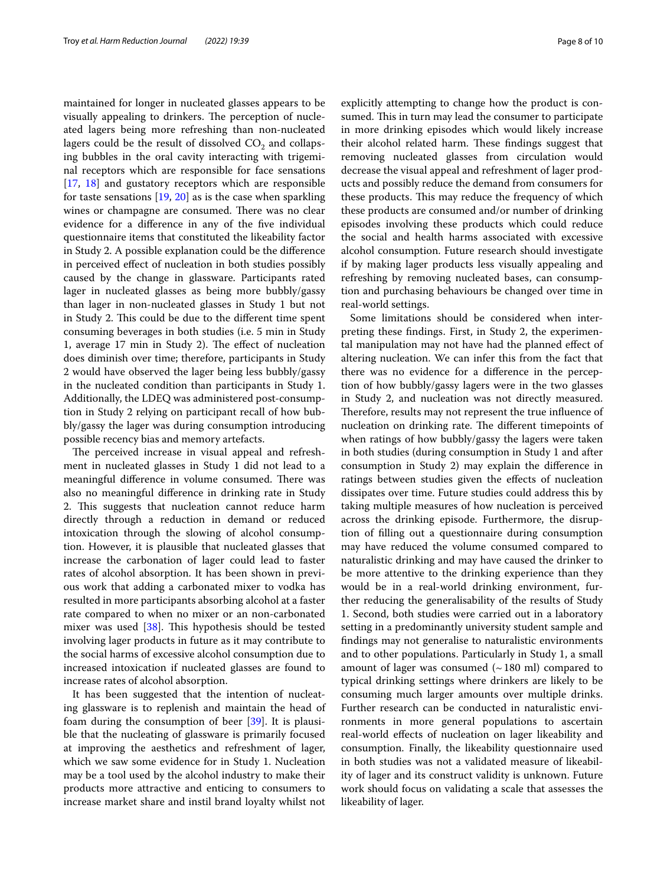maintained for longer in nucleated glasses appears to be visually appealing to drinkers. The perception of nucleated lagers being more refreshing than non-nucleated lagers could be the result of dissolved $CO_2$ and collapsing bubbles in the oral cavity interacting with trigeminal receptors which are responsible for face sensations [17, 18] and gustatory receptors which are responsible for taste sensations [19, 20] as is the case when sparkling wines or champagne are consumed. There was no clear evidence for a difference in any of the five individual questionnaire items that constituted the likeability factor in Study 2. A possible explanation could be the difference in perceived effect of nucleation in both studies possibly caused by the change in glassware. Participants rated lager in nucleated glasses as being more bubbly/gassy than lager in non-nucleated glasses in Study 1 but not in Study 2. This could be due to the different time spent consuming beverages in both studies (i.e. 5 min in Study 1, average 17 min in Study 2). The effect of nucleation does diminish over time; therefore, participants in Study 2 would have observed the lager being less bubbly/gassy in the nucleated condition than participants in Study 1. Additionally, the LDEQ was administered post-consumption in Study 2 relying on participant recall of how bubbly/gassy the lager was during consumption introducing possible recency bias and memory artefacts.

The perceived increase in visual appeal and refreshment in nucleated glasses in Study 1 did not lead to a meaningful difference in volume consumed. There was also no meaningful difference in drinking rate in Study 2. This suggests that nucleation cannot reduce harm directly through a reduction in demand or reduced intoxication through the slowing of alcohol consumption. However, it is plausible that nucleated glasses that increase the carbonation of lager could lead to faster rates of alcohol absorption. It has been shown in previous work that adding a carbonated mixer to vodka has resulted in more participants absorbing alcohol at a faster rate compared to when no mixer or an non-carbonated mixer was used [38]. This hypothesis should be tested involving lager products in future as it may contribute to the social harms of excessive alcohol consumption due to increased intoxication if nucleated glasses are found to increase rates of alcohol absorption.

It has been suggested that the intention of nucleating glassware is to replenish and maintain the head of foam during the consumption of beer [39]. It is plausible that the nucleating of glassware is primarily focused at improving the aesthetics and refreshment of lager, which we saw some evidence for in Study 1. Nucleation may be a tool used by the alcohol industry to make their products more attractive and enticing to consumers to increase market share and instil brand loyalty whilst not explicitly attempting to change how the product is consumed. This in turn may lead the consumer to participate in more drinking episodes which would likely increase their alcohol related harm. These findings suggest that removing nucleated glasses from circulation would decrease the visual appeal and refreshment of lager products and possibly reduce the demand from consumers for these products. This may reduce the frequency of which these products are consumed and/or number of drinking episodes involving these products which could reduce the social and health harms associated with excessive alcohol consumption. Future research should investigate if by making lager products less visually appealing and refreshing by removing nucleated bases, can consumption and purchasing behaviours be changed over time in real-world settings.

Some limitations should be considered when interpreting these findings. First, in Study 2, the experimental manipulation may not have had the planned effect of altering nucleation. We can infer this from the fact that there was no evidence for a difference in the perception of how bubbly/gassy lagers were in the two glasses in Study 2, and nucleation was not directly measured. Therefore, results may not represent the true influence of nucleation on drinking rate. The different timepoints of when ratings of how bubbly/gassy the lagers were taken in both studies (during consumption in Study 1 and after consumption in Study 2) may explain the difference in ratings between studies given the effects of nucleation dissipates over time. Future studies could address this by taking multiple measures of how nucleation is perceived across the drinking episode. Furthermore, the disruption of filling out a questionnaire during consumption may have reduced the volume consumed compared to naturalistic drinking and may have caused the drinker to be more attentive to the drinking experience than they would be in a real-world drinking environment, further reducing the generalisability of the results of Study 1. Second, both studies were carried out in a laboratory setting in a predominantly university student sample and findings may not generalise to naturalistic environments and to other populations. Particularly in Study 1, a small amount of lager was consumed (~ 180 ml) compared to typical drinking settings where drinkers are likely to be consuming much larger amounts over multiple drinks. Further research can be conducted in naturalistic environments in more general populations to ascertain real-world effects of nucleation on lager likeability and consumption. Finally, the likeability questionnaire used in both studies was not a validated measure of likeability of lager and its construct validity is unknown. Future work should focus on validating a scale that assesses the likeability of lager.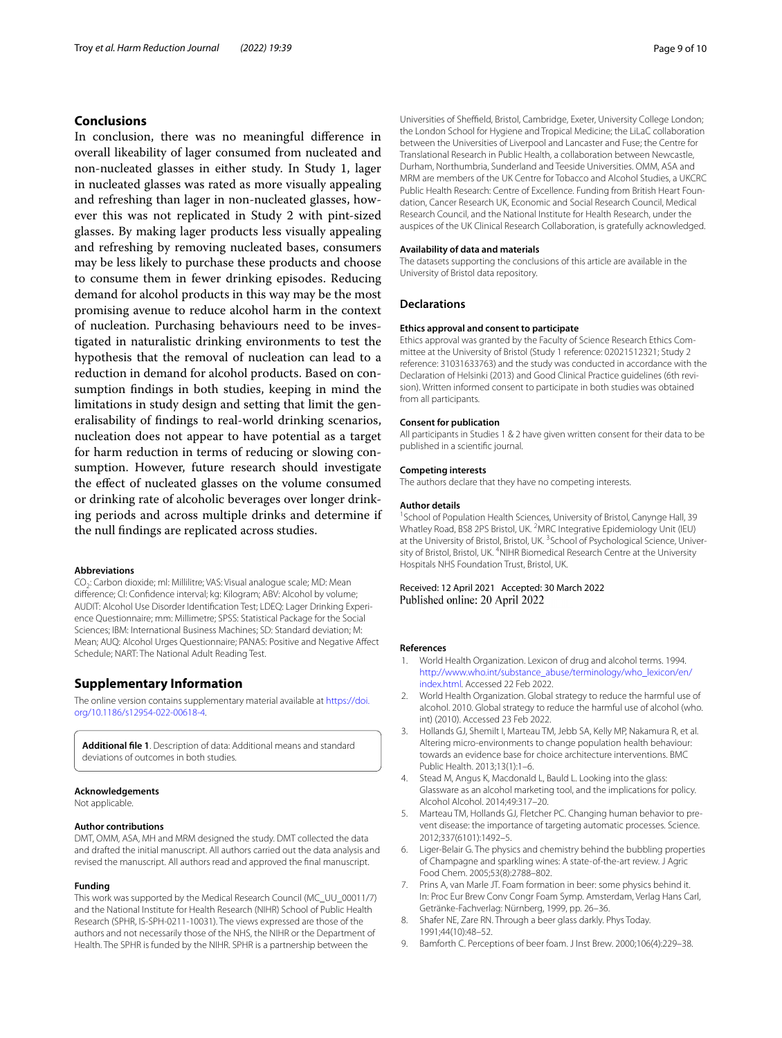## Conclusions

In conclusion, there was no meaningful difference in overall likeability of lager consumed from nucleated and non-nucleated glasses in either study. In Study 1, lager in nucleated glasses was rated as more visually appealing and refreshing than lager in non-nucleated glasses, however this was not replicated in Study 2 with pint-sized glasses. By making lager products less visually appealing and refreshing by removing nucleated bases, consumers may be less likely to purchase these products and choose to consume them in fewer drinking episodes. Reducing demand for alcohol products in this way may be the most promising avenue to reduce alcohol harm in the context of nucleation. Purchasing behaviours need to be investigated in naturalistic drinking environments to test the hypothesis that the removal of nucleation can lead to a reduction in demand for alcohol products. Based on consumption findings in both studies, keeping in mind the limitations in study design and setting that limit the generalisability of findings to real-world drinking scenarios, nucleation does not appear to have potential as a target for harm reduction in terms of reducing or slowing consumption. However, future research should investigate the effect of nucleated glasses on the volume consumed or drinking rate of alcoholic beverages over longer drinking periods and across multiple drinks and determine if the null findings are replicated across studies.

#### Abbreviations

$CO_2$: Carbon dioxide; ml: Millilitre; VAS: Visual analogue scale; MD: Mean difference; CI: Confidence interval; kg: Kilogram; ABV: Alcohol by volume; AUDIT: Alcohol Use Disorder Identification Test; LDEQ: Lager Drinking Experience Questionnaire; mm: Millimetre; SPSS: Statistical Package for the Social Sciences; IBM: International Business Machines; SD: Standard deviation; M: Mean; AUQ: Alcohol Urges Questionnaire; PANAS: Positive and Negative Affect Schedule; NART: The National Adult Reading Test.

## Supplementary Information

The online version contains supplementary material available at https://doi.org/10.1186/s12954-022-00618-4.

**Additional file 1**. Description of data: Additional means and standard deviations of outcomes in both studies.

#### Acknowledgements

Not applicable.

#### Author contributions

DMT, OMM, ASA, MH and MRM designed the study. DMT collected the data and drafted the initial manuscript. All authors carried out the data analysis and revised the manuscript. All authors read and approved the final manuscript.

#### Funding

This work was supported by the Medical Research Council (MC_UU_00011/7) and the National Institute for Health Research (NIHR) School of Public Health Research (SPHR, IS-SPH-0211-10031). The views expressed are those of the authors and not necessarily those of the NHS, the NIHR or the Department of Health. The SPHR is funded by the NIHR. SPHR is a partnership between the Universities of Sheffield, Bristol, Cambridge, Exeter, University College London; the London School for Hygiene and Tropical Medicine; the LiLaC collaboration between the Universities of Liverpool and Lancaster and Fuse; the Centre for Translational Research in Public Health, a collaboration between Newcastle, Durham, Northumbria, Sunderland and Teeside Universities. OMM, ASA and MRM are members of the UK Centre for Tobacco and Alcohol Studies, a UKCRC Public Health Research: Centre of Excellence. Funding from British Heart Foundation, Cancer Research UK, Economic and Social Research Council, Medical Research Council, and the National Institute for Health Research, under the auspices of the UK Clinical Research Collaboration, is gratefully acknowledged.

#### Availability of data and materials

The datasets supporting the conclusions of this article are available in the University of Bristol data repository.

## Declarations

#### Ethics approval and consent to participate

Ethics approval was granted by the Faculty of Science Research Ethics Committee at the University of Bristol (Study 1 reference: 02021512321; Study 2 reference: 31031633763) and the study was conducted in accordance with the Declaration of Helsinki (2013) and Good Clinical Practice guidelines (6th revision). Written informed consent to participate in both studies was obtained from all participants.

#### Consent for publication

All participants in Studies 1 & 2 have given written consent for their data to be published in a scientific journal.

#### Competing interests

The authors declare that they have no competing interests.

#### Author details

[1] School of Population Health Sciences, University of Bristol, Canynge Hall, 39 Whatley Road, BS8 2PS Bristol, UK. [2] MRC Integrative Epidemiology Unit (IEU) at the University of Bristol, Bristol, UK. [3] School of Psychological Science, University of Bristol, Bristol, UK. [4] NIHR Biomedical Research Centre at the University Hospitals NHS Foundation Trust, Bristol, UK.

Received: 12 April 2021 Accepted: 30 March 2022
Published online: 20 April 2022

#### References

1. World Health Organization. Lexicon of drug and alcohol terms. 1994. http://www.who.int/substance_abuse/terminology/who_lexicon/en/index.html. Accessed 22 Feb 2022.
2. World Health Organization. Global strategy to reduce the harmful use of alcohol. 2010. Global strategy to reduce the harmful use of alcohol (who.int) (2010). Accessed 23 Feb 2022.
3. Hollands GJ, Shemilt I, Marteau TM, Jebb SA, Kelly MP, Nakamura R, et al. Altering micro-environments to change population health behaviour: towards an evidence base for choice architecture interventions. BMC Public Health. 2013;13(1):1–6.
4. Stead M, Angus K, Macdonald L, Bauld L. Looking into the glass: Glassware as an alcohol marketing tool, and the implications for policy. Alcohol Alcohol. 2014;49:317–20.
5. Marteau TM, Hollands GJ, Fletcher PC. Changing human behavior to prevent disease: the importance of targeting automatic processes. Science. 2012;337(6101):1492–5.
6. Liger-Belair G. The physics and chemistry behind the bubbling properties of Champagne and sparkling wines: A state-of-the-art review. J Agric Food Chem. 2005;53(8):2788–802.
7. Prins A, van Marle JT. Foam formation in beer: some physics behind it. In: Proc Eur Brew Conv Congr Foam Symp. Amsterdam, Verlag Hans Carl, Getränke-Fachverlag: Nürnberg, 1999, pp. 26–36.
8. Shafer NE, Zare RN. Through a beer glass darkly. Phys Today. 1991;44(10):48–52.
9. Bamforth C. Perceptions of beer foam. J Inst Brew. 2000;106(4):229–38.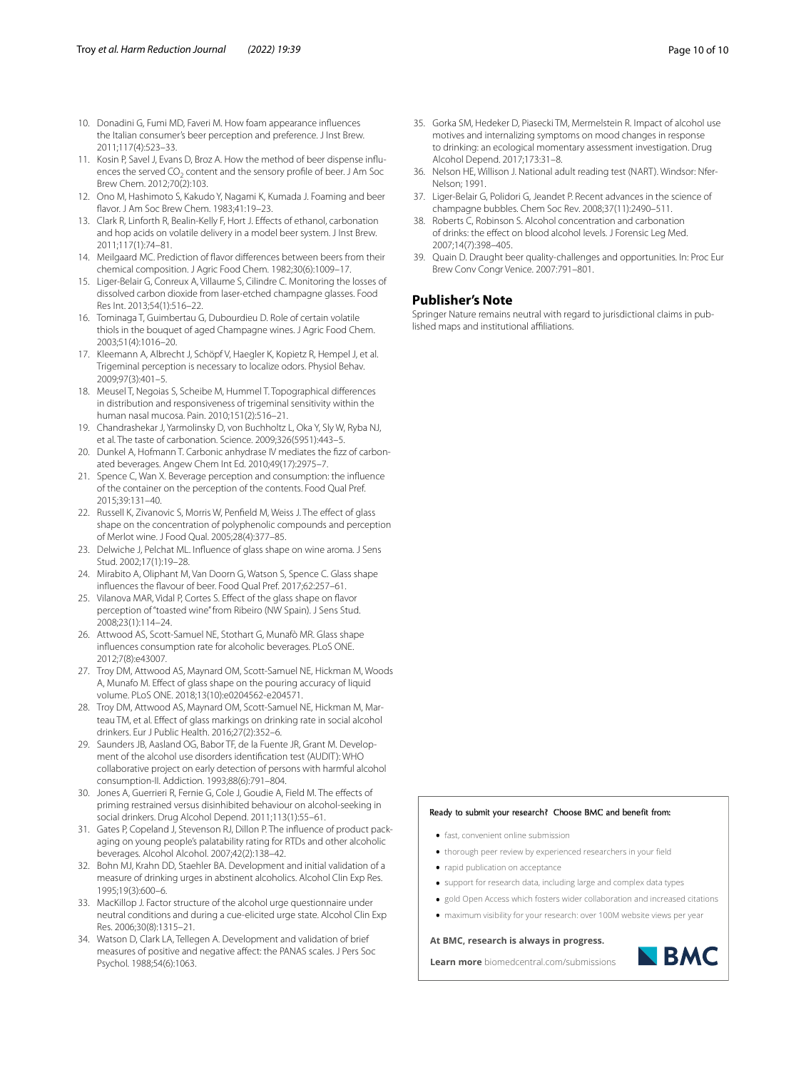10. Donadini G, Fumi MD, Faveri M. How foam appearance influences the Italian consumer's beer perception and preference. J Inst Brew. 2011;117(4):523–33.
11. Kosin P, Savel J, Evans D, Broz A. How the method of beer dispense influences the served $CO_2$ content and the sensory profile of beer. J Am Soc Brew Chem. 2012;70(2):103.
12. Ono M, Hashimoto S, Kakudo Y, Nagami K, Kumada J. Foaming and beer flavor. J Am Soc Brew Chem. 1983;41:19–23.
13. Clark R, Linforth R, Bealin-Kelly F, Hort J. Effects of ethanol, carbonation and hop acids on volatile delivery in a model beer system. J Inst Brew. 2011;117(1):74–81.
14. Meilgaard MC. Prediction of flavor differences between beers from their chemical composition. J Agric Food Chem. 1982;30(6):1009–17.
15. Liger-Belair G, Conreux A, Villaume S, Cilindre C. Monitoring the losses of dissolved carbon dioxide from laser-etched champagne glasses. Food Res Int. 2013;54(1):516–22.
16. Tominaga T, Guimbertau G, Dubourdieu D. Role of certain volatile thiols in the bouquet of aged Champagne wines. J Agric Food Chem. 2003;51(4):1016–20.
17. Kleemann A, Albrecht J, Schöpf V, Haegler K, Kopietz R, Hempel J, et al. Trigeminal perception is necessary to localize odors. Physiol Behav. 2009;97(3):401–5.
18. Meusel T, Negoias S, Scheibe M, Hummel T. Topographical differences in distribution and responsiveness of trigeminal sensitivity within the human nasal mucosa. Pain. 2010;151(2):516–21.
19. Chandrashekar J, Yarmolinsky D, von Buchholtz L, Oka Y, Sly W, Ryba NJ, et al. The taste of carbonation. Science. 2009;326(5951):443–5.
20. Dunkel A, Hofmann T. Carbonic anhydrase IV mediates the fizz of carbonated beverages. Angew Chem Int Ed. 2010;49(17):2975–7.
21. Spence C, Wan X. Beverage perception and consumption: the influence of the container on the perception of the contents. Food Qual Pref. 2015;39:131–40.
22. Russell K, Zivanovic S, Morris W, Penfield M, Weiss J. The effect of glass shape on the concentration of polyphenolic compounds and perception of Merlot wine. J Food Qual. 2005;28(4):377–85.
23. Delwiche J, Pelchat ML. Influence of glass shape on wine aroma. J Sens Stud. 2002;17(1):19–28.
24. Mirabito A, Oliphant M, Van Doorn G, Watson S, Spence C. Glass shape influences the flavour of beer. Food Qual Pref. 2017;62:257–61.
25. Vilanova MAR, Vidal P, Cortes S. Effect of the glass shape on flavor perception of "toasted wine" from Ribeiro (NW Spain). J Sens Stud. 2008;23(1):114–24.
26. Attwood AS, Scott-Samuel NE, Stothart G, Munafò MR. Glass shape influences consumption rate for alcoholic beverages. PLoS ONE. 2012;7(8):e43007.
27. Troy DM, Attwood AS, Maynard OM, Scott-Samuel NE, Hickman M, Woods A, Munafo M. Effect of glass shape on the pouring accuracy of liquid volume. PLoS ONE. 2018;13(10):e0204562-e204571.
28. Troy DM, Attwood AS, Maynard OM, Scott-Samuel NE, Hickman M, Marteau TM, et al. Effect of glass markings on drinking rate in social alcohol drinkers. Eur J Public Health. 2016;27(2):352–6.
29. Saunders JB, Aasland OG, Babor TF, de la Fuente JR, Grant M. Development of the alcohol use disorders identification test (AUDIT): WHO collaborative project on early detection of persons with harmful alcohol consumption-II. Addiction. 1993;88(6):791–804.
30. Jones A, Guerrieri R, Fernie G, Cole J, Goudie A, Field M. The effects of priming restrained versus disinhibited behaviour on alcohol-seeking in social drinkers. Drug Alcohol Depend. 2011;113(1):55–61.
31. Gates P, Copeland J, Stevenson RJ, Dillon P. The influence of product packaging on young people's palatability rating for RTDs and other alcoholic beverages. Alcohol Alcohol. 2007;42(2):138–42.
32. Bohn MJ, Krahn DD, Staehler BA. Development and initial validation of a measure of drinking urges in abstinent alcoholics. Alcohol Clin Exp Res. 1995;19(3):600–6.
33. MacKillop J. Factor structure of the alcohol urge questionnaire under neutral conditions and during a cue-elicited urge state. Alcohol Clin Exp Res. 2006;30(8):1315–21.
34. Watson D, Clark LA, Tellegen A. Development and validation of brief measures of positive and negative affect: the PANAS scales. J Pers Soc Psychol. 1988;54(6):1063.
35. Gorka SM, Hedeker D, Piasecki TM, Mermelstein R. Impact of alcohol use motives and internalizing symptoms on mood changes in response to drinking: an ecological momentary assessment investigation. Drug Alcohol Depend. 2017;173:31–8.
36. Nelson HE, Willison J. National adult reading test (NART). Windsor: Nfer-Nelson; 1991.
37. Liger-Belair G, Polidori G, Jeandet P. Recent advances in the science of champagne bubbles. Chem Soc Rev. 2008;37(11):2490–511.
38. Roberts C, Robinson S. Alcohol concentration and carbonation of drinks: the effect on blood alcohol levels. J Forensic Leg Med. 2007;14(7):398–405.
39. Quain D. Draught beer quality-challenges and opportunities. In: Proc Eur Brew Conv Congr Venice. 2007:791–801.

## Publisher's Note

Springer Nature remains neutral with regard to jurisdictional claims in published maps and institutional affiliations.

Ready to submit your research? Choose BMC and benefit from:

- fast, convenient online submission
- thorough peer review by experienced researchers in your field
- rapid publication on acceptance
- support for research data, including large and complex data types
- gold Open Access which fosters wider collaboration and increased citations
- maximum visibility for your research: over 100M website views per year

**At BMC, research is always in progress.**

**Learn more** biomedcentral.com/submissions